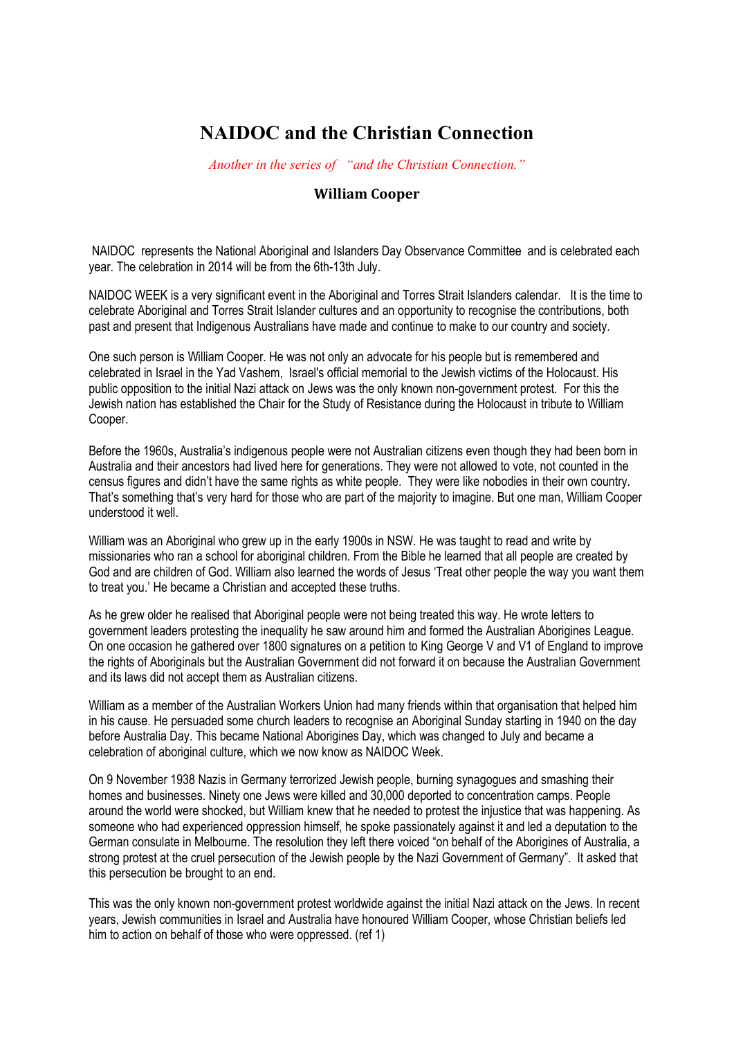# NAIDOC and the Christian Connection

*Another in the series of "and the Christian Connection."*

### William Cooper

NAIDOC represents the National Aboriginal and Islanders Day Observance Committee and is celebrated each year. The celebration in 2014 will be from the 6th-13th July.

NAIDOC WEEK is a very significant event in the Aboriginal and Torres Strait Islanders calendar. It is the time to celebrate Aboriginal and Torres Strait Islander cultures and an opportunity to recognise the contributions, both past and present that Indigenous Australians have made and continue to make to our country and society.

One such person is William Cooper. He was not only an advocate for his people but is remembered and celebrated in Israel in the Yad Vashem, Israel's official memorial to the Jewish victims of the Holocaust. His public opposition to the initial Nazi attack on Jews was the only known non-government protest. For this the Jewish nation has established the Chair for the Study of Resistance during the Holocaust in tribute to William Cooper.

Before the 1960s, Australia's indigenous people were not Australian citizens even though they had been born in Australia and their ancestors had lived here for generations. They were not allowed to vote, not counted in the census figures and didn't have the same rights as white people. They were like nobodies in their own country. That's something that's very hard for those who are part of the majority to imagine. But one man, William Cooper understood it well.

William was an Aboriginal who grew up in the early 1900s in NSW. He was taught to read and write by missionaries who ran a school for aboriginal children. From the Bible he learned that all people are created by God and are children of God. William also learned the words of Jesus 'Treat other people the way you want them to treat you.' He became a Christian and accepted these truths.

As he grew older he realised that Aboriginal people were not being treated this way. He wrote letters to government leaders protesting the inequality he saw around him and formed the Australian Aborigines League. On one occasion he gathered over 1800 signatures on a petition to King George V and V1 of England to improve the rights of Aboriginals but the Australian Government did not forward it on because the Australian Government and its laws did not accept them as Australian citizens.

William as a member of the Australian Workers Union had many friends within that organisation that helped him in his cause. He persuaded some church leaders to recognise an Aboriginal Sunday starting in 1940 on the day before Australia Day. This became National Aborigines Day, which was changed to July and became a celebration of aboriginal culture, which we now know as NAIDOC Week.

On 9 November 1938 Nazis in Germany terrorized Jewish people, burning synagogues and smashing their homes and businesses. Ninety one Jews were killed and 30,000 deported to concentration camps. People around the world were shocked, but William knew that he needed to protest the injustice that was happening. As someone who had experienced oppression himself, he spoke passionately against it and led a deputation to the German consulate in Melbourne. The resolution they left there voiced "on behalf of the Aborigines of Australia, a strong protest at the cruel persecution of the Jewish people by the Nazi Government of Germany". It asked that this persecution be brought to an end.

This was the only known non-government protest worldwide against the initial Nazi attack on the Jews. In recent years, Jewish communities in Israel and Australia have honoured William Cooper, whose Christian beliefs led him to action on behalf of those who were oppressed. (ref 1)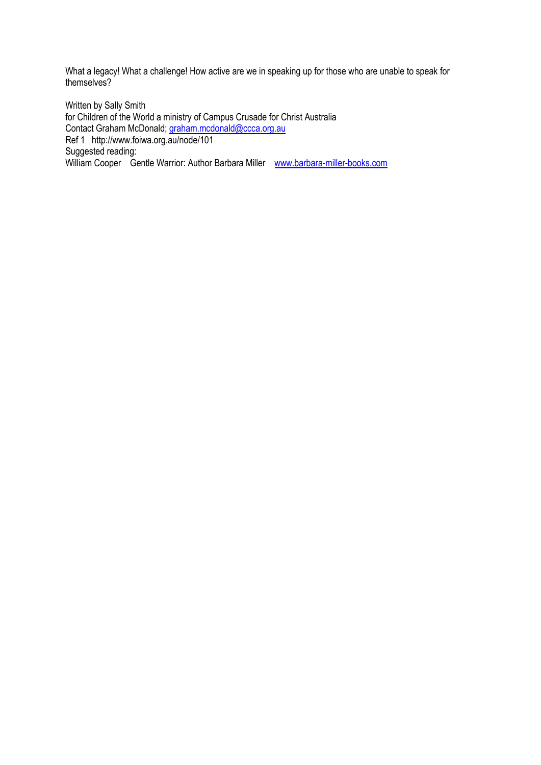What a legacy! What a challenge! How active are we in speaking up for those who are unable to speak for themselves?

Written by Sally Smith  
for Children of the World a ministry of Campus Crusade for Christ Australia  
Contact Graham McDonald; graham.mcdonald@ccca.org.au  
Ref 1 http://www.foiwa.org.au/node/101  
Suggested reading:  
William Cooper Gentle Warrior: Author Barbara Miller www.barbara-miller-books.com